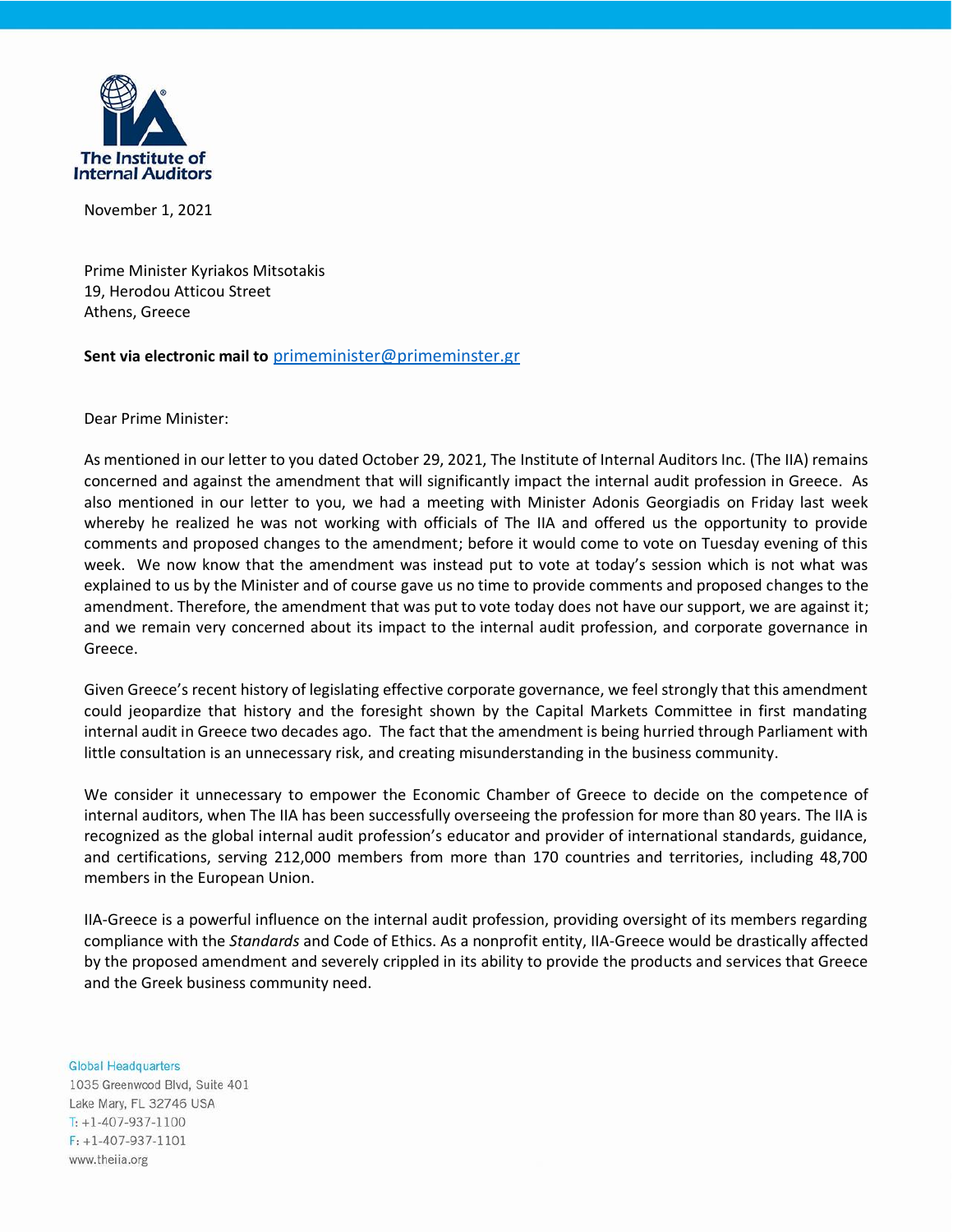The Institute of Internal Auditors

November 1, 2021

Prime Minister Kyriakos Mitsotakis
19, Herodou Atticou Street
Athens, Greece

**Sent via electronic mail to** primeminister@primeminster.gr

Dear Prime Minister:

As mentioned in our letter to you dated October 29, 2021, The Institute of Internal Auditors Inc. (The IIA) remains concerned and against the amendment that will significantly impact the internal audit profession in Greece. As also mentioned in our letter to you, we had a meeting with Minister Adonis Georgiadis on Friday last week whereby he realized he was not working with officials of The IIA and offered us the opportunity to provide comments and proposed changes to the amendment; before it would come to vote on Tuesday evening of this week. We now know that the amendment was instead put to vote at today's session which is not what was explained to us by the Minister and of course gave us no time to provide comments and proposed changes to the amendment. Therefore, the amendment that was put to vote today does not have our support, we are against it; and we remain very concerned about its impact to the internal audit profession, and corporate governance in Greece.

Given Greece's recent history of legislating effective corporate governance, we feel strongly that this amendment could jeopardize that history and the foresight shown by the Capital Markets Committee in first mandating internal audit in Greece two decades ago. The fact that the amendment is being hurried through Parliament with little consultation is an unnecessary risk, and creating misunderstanding in the business community.

We consider it unnecessary to empower the Economic Chamber of Greece to decide on the competence of internal auditors, when The IIA has been successfully overseeing the profession for more than 80 years. The IIA is recognized as the global internal audit profession's educator and provider of international standards, guidance, and certifications, serving 212,000 members from more than 170 countries and territories, including 48,700 members in the European Union.

IIA-Greece is a powerful influence on the internal audit profession, providing oversight of its members regarding compliance with the *Standards* and Code of Ethics. As a nonprofit entity, IIA-Greece would be drastically affected by the proposed amendment and severely crippled in its ability to provide the products and services that Greece and the Greek business community need.

Global Headquarters
1035 Greenwood Blvd, Suite 401
Lake Mary, FL 32746 USA
T: +1-407-937-1100
F: +1-407-937-1101
www.theiia.org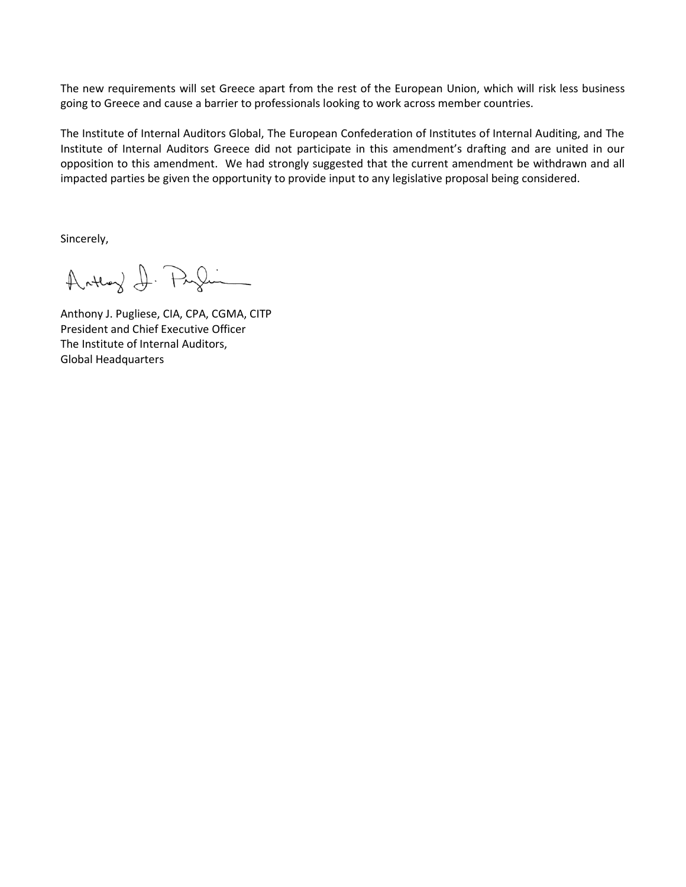The new requirements will set Greece apart from the rest of the European Union, which will risk less business going to Greece and cause a barrier to professionals looking to work across member countries.

The Institute of Internal Auditors Global, The European Confederation of Institutes of Internal Auditing, and The Institute of Internal Auditors Greece did not participate in this amendment's drafting and are united in our opposition to this amendment. We had strongly suggested that the current amendment be withdrawn and all impacted parties be given the opportunity to provide input to any legislative proposal being considered.

Sincerely,

Anthony J. Pugliese, CIA, CPA, CGMA, CITP
President and Chief Executive Officer
The Institute of Internal Auditors,
Global Headquarters